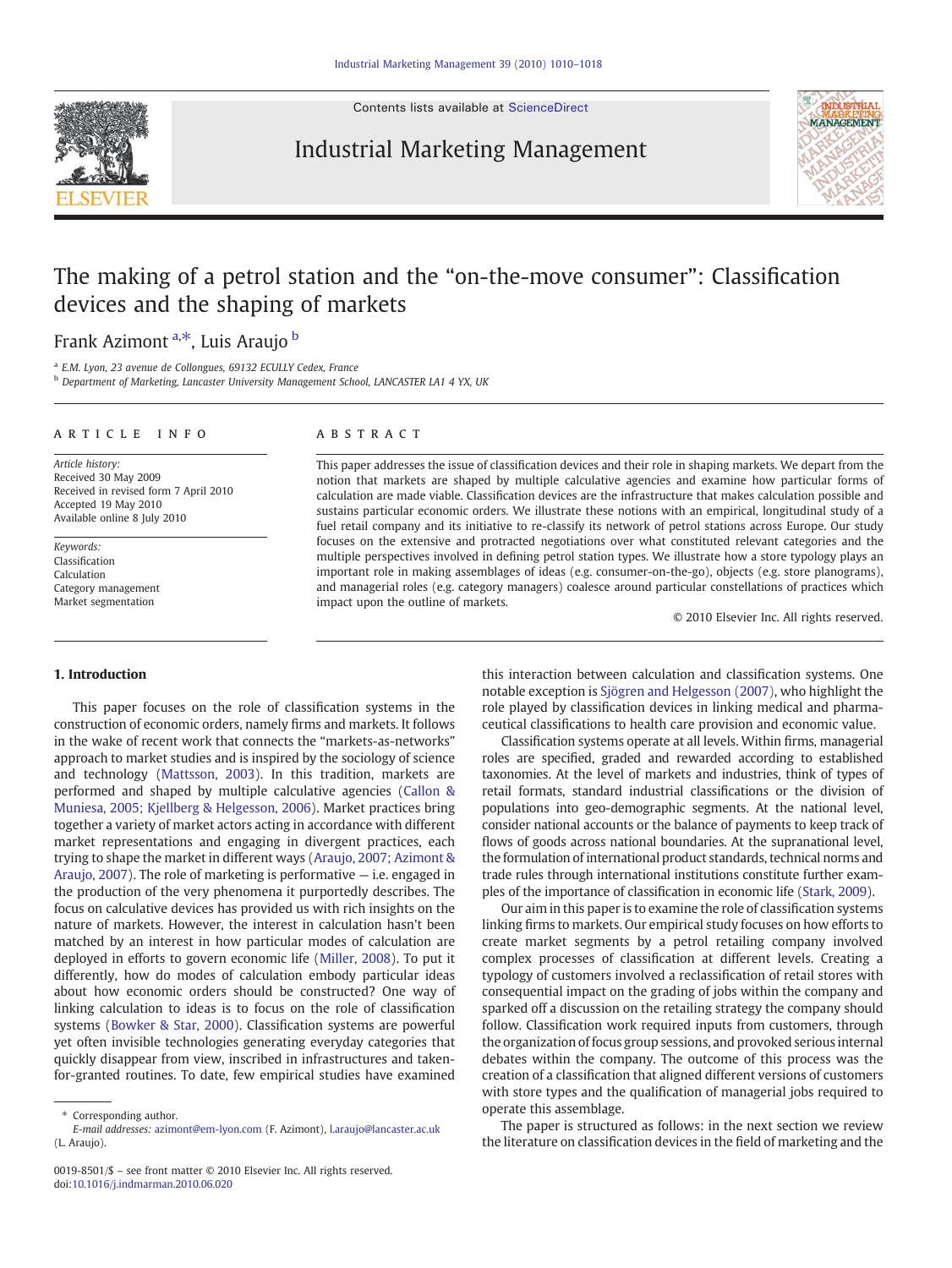# The making of a petrol station and the "on-the-move consumer": Classification devices and the shaping of markets

Frank Azimont [a,*], Luis Araujo [b]

[a] E.M. Lyon, 23 avenue de Collongues, 69132 ECULLY Cedex, France

[b] Department of Marketing, Lancaster University Management School, LANCASTER LA1 4 YX, UK

**ARTICLE INFO**

*Article history:*
Received 30 May 2009
Received in revised form 7 April 2010
Accepted 19 May 2010
Available online 8 July 2010

*Keywords:*
Classification
Calculation
Category management
Market segmentation

**ABSTRACT**

This paper addresses the issue of classification devices and their role in shaping markets. We depart from the notion that markets are shaped by multiple calculative agencies and examine how particular forms of calculation are made viable. Classification devices are the infrastructure that makes calculation possible and sustains particular economic orders. We illustrate these notions with an empirical, longitudinal study of a fuel retail company and its initiative to re-classify its network of petrol stations across Europe. Our study focuses on the extensive and protracted negotiations over what constituted relevant categories and the multiple perspectives involved in defining petrol station types. We illustrate how a store typology plays an important role in making assemblages of ideas (e.g. consumer-on-the-go), objects (e.g. store planograms), and managerial roles (e.g. category managers) coalesce around particular constellations of practices which impact upon the outline of markets.

© 2010 Elsevier Inc. All rights reserved.

## 1. Introduction

This paper focuses on the role of classification systems in the construction of economic orders, namely firms and markets. It follows in the wake of recent work that connects the "markets-as-networks" approach to market studies and is inspired by the sociology of science and technology (Mattsson, 2003). In this tradition, markets are performed and shaped by multiple calculative agencies (Callon & Muniesa, 2005; Kjellberg & Helgesson, 2006). Market practices bring together a variety of market actors acting in accordance with different market representations and engaging in divergent practices, each trying to shape the market in different ways (Araujo, 2007; Azimont & Araujo, 2007). The role of marketing is performative — i.e. engaged in the production of the very phenomena it purportedly describes. The focus on calculative devices has provided us with rich insights on the nature of markets. However, the interest in calculation hasn't been matched by an interest in how particular modes of calculation are deployed in efforts to govern economic life (Miller, 2008). To put it differently, how do modes of calculation embody particular ideas about how economic orders should be constructed? One way of linking calculation to ideas is to focus on the role of classification systems (Bowker & Star, 2000). Classification systems are powerful yet often invisible technologies generating everyday categories that quickly disappear from view, inscribed in infrastructures and taken-for-granted routines. To date, few empirical studies have examined this interaction between calculation and classification systems. One notable exception is Sjögren and Helgesson (2007), who highlight the role played by classification devices in linking medical and pharmaceutical classifications to health care provision and economic value.

Classification systems operate at all levels. Within firms, managerial roles are specified, graded and rewarded according to established taxonomies. At the level of markets and industries, think of types of retail formats, standard industrial classifications or the division of populations into geo-demographic segments. At the national level, consider national accounts or the balance of payments to keep track of flows of goods across national boundaries. At the supranational level, the formulation of international product standards, technical norms and trade rules through international institutions constitute further examples of the importance of classification in economic life (Stark, 2009).

Our aim in this paper is to examine the role of classification systems linking firms to markets. Our empirical study focuses on how efforts to create market segments by a petrol retailing company involved complex processes of classification at different levels. Creating a typology of customers involved a reclassification of retail stores with consequential impact on the grading of jobs within the company and sparked off a discussion on the retailing strategy the company should follow. Classification work required inputs from customers, through the organization of focus group sessions, and provoked serious internal debates within the company. The outcome of this process was the creation of a classification that aligned different versions of customers with store types and the qualification of managerial jobs required to operate this assemblage.

The paper is structured as follows: in the next section we review the literature on classification devices in the field of marketing and the

\* Corresponding author.
*E-mail addresses:* azimont@em-lyon.com (F. Azimont), l.araujo@lancaster.ac.uk (L. Araujo).

0019-8501/$ – see front matter © 2010 Elsevier Inc. All rights reserved.
doi:10.1016/j.indmarman.2010.06.020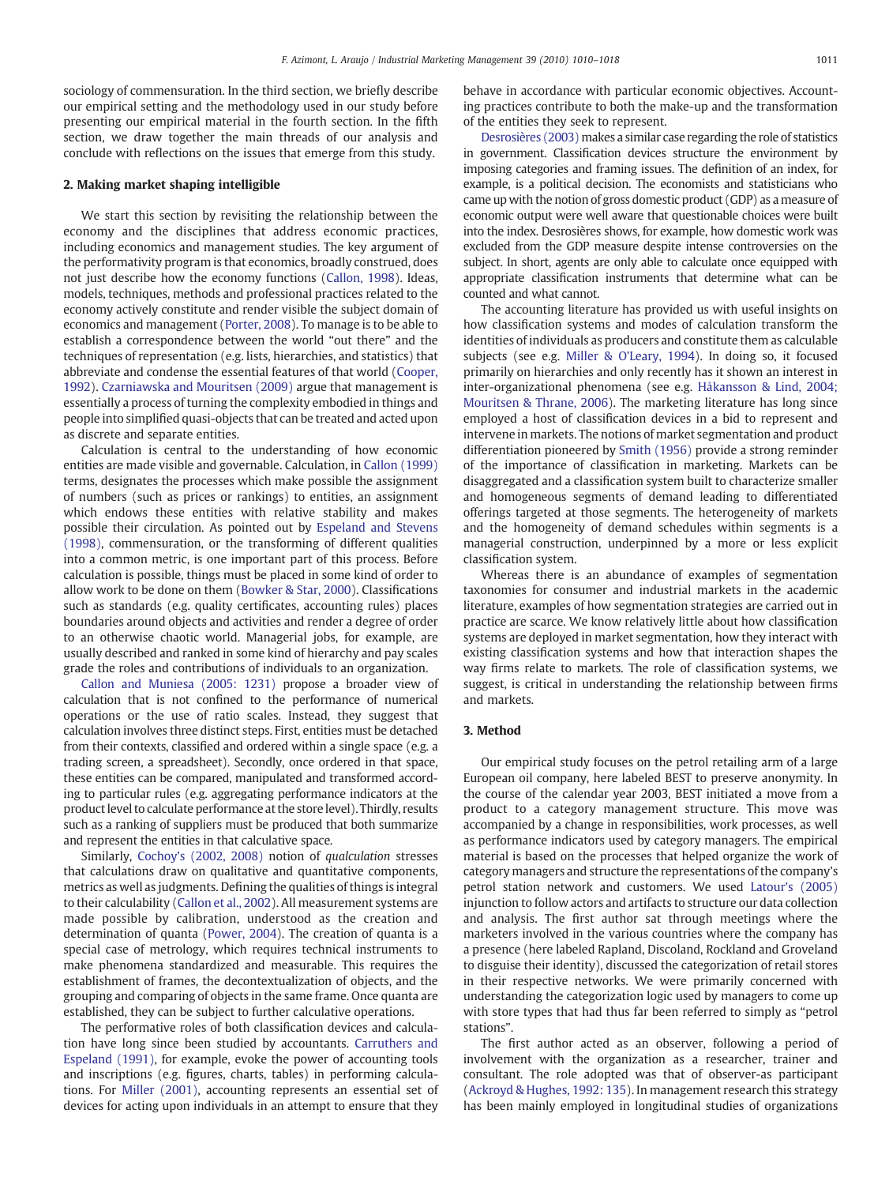sociology of commensuration. In the third section, we briefly describe our empirical setting and the methodology used in our study before presenting our empirical material in the fourth section. In the fifth section, we draw together the main threads of our analysis and conclude with reflections on the issues that emerge from this study.

## 2. Making market shaping intelligible

We start this section by revisiting the relationship between the economy and the disciplines that address economic practices, including economics and management studies. The key argument of the performativity program is that economics, broadly construed, does not just describe how the economy functions (Callon, 1998). Ideas, models, techniques, methods and professional practices related to the economy actively constitute and render visible the subject domain of economics and management (Porter, 2008). To manage is to be able to establish a correspondence between the world "out there" and the techniques of representation (e.g. lists, hierarchies, and statistics) that abbreviate and condense the essential features of that world (Cooper, 1992). Czarniawska and Mouritsen (2009) argue that management is essentially a process of turning the complexity embodied in things and people into simplified quasi-objects that can be treated and acted upon as discrete and separate entities.

Calculation is central to the understanding of how economic entities are made visible and governable. Calculation, in Callon (1999) terms, designates the processes which make possible the assignment of numbers (such as prices or rankings) to entities, an assignment which endows these entities with relative stability and makes possible their circulation. As pointed out by Espeland and Stevens (1998), commensuration, or the transforming of different qualities into a common metric, is one important part of this process. Before calculation is possible, things must be placed in some kind of order to allow work to be done on them (Bowker & Star, 2000). Classifications such as standards (e.g. quality certificates, accounting rules) places boundaries around objects and activities and render a degree of order to an otherwise chaotic world. Managerial jobs, for example, are usually described and ranked in some kind of hierarchy and pay scales grade the roles and contributions of individuals to an organization.

Callon and Muniesa (2005: 1231) propose a broader view of calculation that is not confined to the performance of numerical operations or the use of ratio scales. Instead, they suggest that calculation involves three distinct steps. First, entities must be detached from their contexts, classified and ordered within a single space (e.g. a trading screen, a spreadsheet). Secondly, once ordered in that space, these entities can be compared, manipulated and transformed according to particular rules (e.g. aggregating performance indicators at the product level to calculate performance at the store level). Thirdly, results such as a ranking of suppliers must be produced that both summarize and represent the entities in that calculative space.

Similarly, Cochoy's (2002, 2008) notion of *qualculation* stresses that calculations draw on qualitative and quantitative components, metrics as well as judgments. Defining the qualities of things is integral to their calculability (Callon et al., 2002). All measurement systems are made possible by calibration, understood as the creation and determination of quanta (Power, 2004). The creation of quanta is a special case of metrology, which requires technical instruments to make phenomena standardized and measurable. This requires the establishment of frames, the decontextualization of objects, and the grouping and comparing of objects in the same frame. Once quanta are established, they can be subject to further calculative operations.

The performative roles of both classification devices and calculation have long since been studied by accountants. Carruthers and Espeland (1991), for example, evoke the power of accounting tools and inscriptions (e.g. figures, charts, tables) in performing calculations. For Miller (2001), accounting represents an essential set of devices for acting upon individuals in an attempt to ensure that they behave in accordance with particular economic objectives. Accounting practices contribute to both the make-up and the transformation of the entities they seek to represent.

Desrosières (2003) makes a similar case regarding the role of statistics in government. Classification devices structure the environment by imposing categories and framing issues. The definition of an index, for example, is a political decision. The economists and statisticians who came up with the notion of gross domestic product (GDP) as a measure of economic output were well aware that questionable choices were built into the index. Desrosières shows, for example, how domestic work was excluded from the GDP measure despite intense controversies on the subject. In short, agents are only able to calculate once equipped with appropriate classification instruments that determine what can be counted and what cannot.

The accounting literature has provided us with useful insights on how classification systems and modes of calculation transform the identities of individuals as producers and constitute them as calculable subjects (see e.g. Miller & O'Leary, 1994). In doing so, it focused primarily on hierarchies and only recently has it shown an interest in inter-organizational phenomena (see e.g. Håkansson & Lind, 2004; Mouritsen & Thrane, 2006). The marketing literature has long since employed a host of classification devices in a bid to represent and intervene in markets. The notions of market segmentation and product differentiation pioneered by Smith (1956) provide a strong reminder of the importance of classification in marketing. Markets can be disaggregated and a classification system built to characterize smaller and homogeneous segments of demand leading to differentiated offerings targeted at those segments. The heterogeneity of markets and the homogeneity of demand schedules within segments is a managerial construction, underpinned by a more or less explicit classification system.

Whereas there is an abundance of examples of segmentation taxonomies for consumer and industrial markets in the academic literature, examples of how segmentation strategies are carried out in practice are scarce. We know relatively little about how classification systems are deployed in market segmentation, how they interact with existing classification systems and how that interaction shapes the way firms relate to markets. The role of classification systems, we suggest, is critical in understanding the relationship between firms and markets.

## 3. Method

Our empirical study focuses on the petrol retailing arm of a large European oil company, here labeled BEST to preserve anonymity. In the course of the calendar year 2003, BEST initiated a move from a product to a category management structure. This move was accompanied by a change in responsibilities, work processes, as well as performance indicators used by category managers. The empirical material is based on the processes that helped organize the work of category managers and structure the representations of the company's petrol station network and customers. We used Latour's (2005) injunction to follow actors and artifacts to structure our data collection and analysis. The first author sat through meetings where the marketers involved in the various countries where the company has a presence (here labeled Rapland, Discoland, Rockland and Groveland to disguise their identity), discussed the categorization of retail stores in their respective networks. We were primarily concerned with understanding the categorization logic used by managers to come up with store types that had thus far been referred to simply as "petrol stations".

The first author acted as an observer, following a period of involvement with the organization as a researcher, trainer and consultant. The role adopted was that of observer-as participant (Ackroyd & Hughes, 1992: 135). In management research this strategy has been mainly employed in longitudinal studies of organizations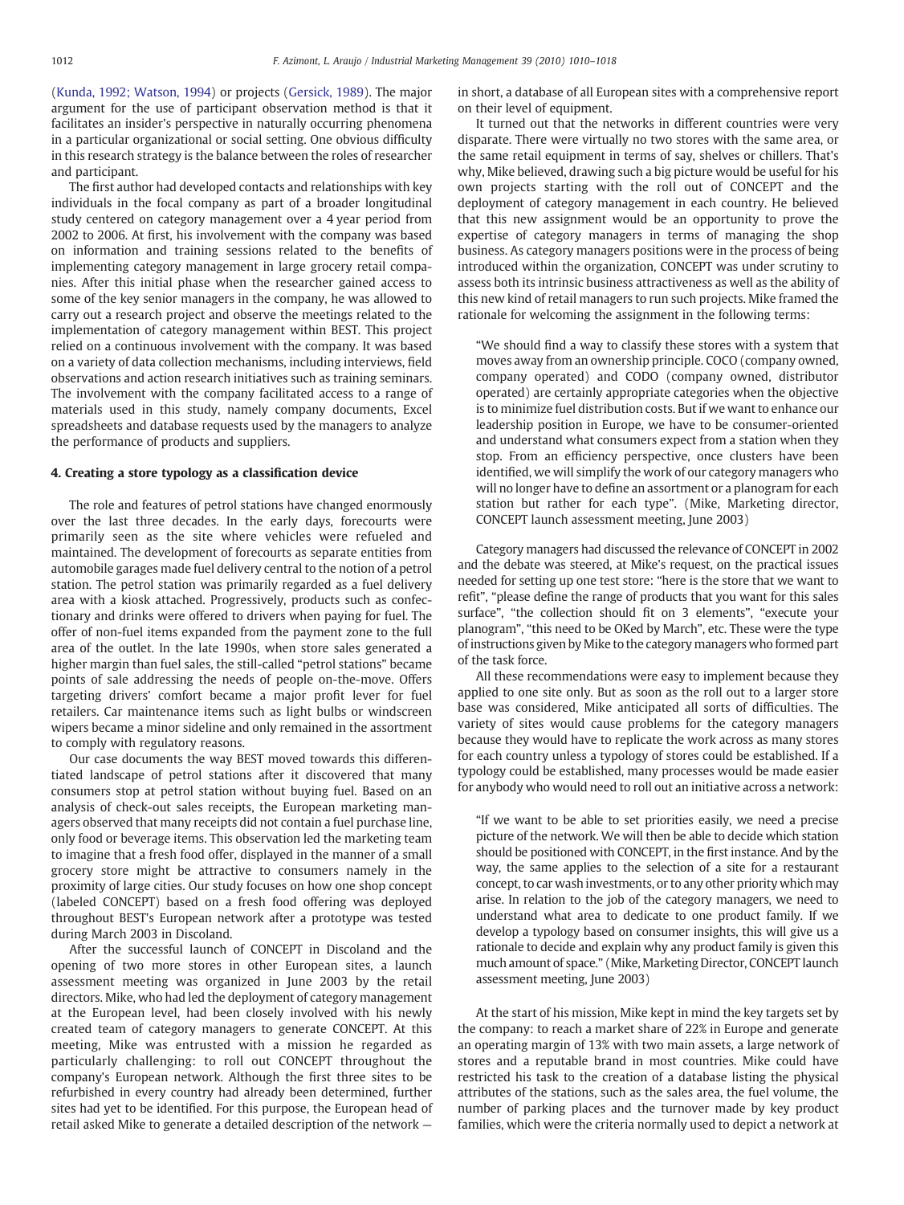(Kunda, 1992; Watson, 1994) or projects (Gersick, 1989). The major argument for the use of participant observation method is that it facilitates an insider's perspective in naturally occurring phenomena in a particular organizational or social setting. One obvious difficulty in this research strategy is the balance between the roles of researcher and participant.

The first author had developed contacts and relationships with key individuals in the focal company as part of a broader longitudinal study centered on category management over a 4 year period from 2002 to 2006. At first, his involvement with the company was based on information and training sessions related to the benefits of implementing category management in large grocery retail companies. After this initial phase when the researcher gained access to some of the key senior managers in the company, he was allowed to carry out a research project and observe the meetings related to the implementation of category management within BEST. This project relied on a continuous involvement with the company. It was based on a variety of data collection mechanisms, including interviews, field observations and action research initiatives such as training seminars. The involvement with the company facilitated access to a range of materials used in this study, namely company documents, Excel spreadsheets and database requests used by the managers to analyze the performance of products and suppliers.

## 4. Creating a store typology as a classification device

The role and features of petrol stations have changed enormously over the last three decades. In the early days, forecourts were primarily seen as the site where vehicles were refueled and maintained. The development of forecourts as separate entities from automobile garages made fuel delivery central to the notion of a petrol station. The petrol station was primarily regarded as a fuel delivery area with a kiosk attached. Progressively, products such as confectionary and drinks were offered to drivers when paying for fuel. The offer of non-fuel items expanded from the payment zone to the full area of the outlet. In the late 1990s, when store sales generated a higher margin than fuel sales, the still-called "petrol stations" became points of sale addressing the needs of people on-the-move. Offers targeting drivers' comfort became a major profit lever for fuel retailers. Car maintenance items such as light bulbs or windscreen wipers became a minor sideline and only remained in the assortment to comply with regulatory reasons.

Our case documents the way BEST moved towards this differentiated landscape of petrol stations after it discovered that many consumers stop at petrol station without buying fuel. Based on an analysis of check-out sales receipts, the European marketing managers observed that many receipts did not contain a fuel purchase line, only food or beverage items. This observation led the marketing team to imagine that a fresh food offer, displayed in the manner of a small grocery store might be attractive to consumers namely in the proximity of large cities. Our study focuses on how one shop concept (labeled CONCEPT) based on a fresh food offering was deployed throughout BEST's European network after a prototype was tested during March 2003 in Discoland.

After the successful launch of CONCEPT in Discoland and the opening of two more stores in other European sites, a launch assessment meeting was organized in June 2003 by the retail directors. Mike, who had led the deployment of category management at the European level, had been closely involved with his newly created team of category managers to generate CONCEPT. At this meeting, Mike was entrusted with a mission he regarded as particularly challenging: to roll out CONCEPT throughout the company's European network. Although the first three sites to be refurbished in every country had already been determined, further sites had yet to be identified. For this purpose, the European head of retail asked Mike to generate a detailed description of the network — in short, a database of all European sites with a comprehensive report on their level of equipment.

It turned out that the networks in different countries were very disparate. There were virtually no two stores with the same area, or the same retail equipment in terms of say, shelves or chillers. That's why, Mike believed, drawing such a big picture would be useful for his own projects starting with the roll out of CONCEPT and the deployment of category management in each country. He believed that this new assignment would be an opportunity to prove the expertise of category managers in terms of managing the shop business. As category managers positions were in the process of being introduced within the organization, CONCEPT was under scrutiny to assess both its intrinsic business attractiveness as well as the ability of this new kind of retail managers to run such projects. Mike framed the rationale for welcoming the assignment in the following terms:

> "We should find a way to classify these stores with a system that moves away from an ownership principle. COCO (company owned, company operated) and CODO (company owned, distributor operated) are certainly appropriate categories when the objective is to minimize fuel distribution costs. But if we want to enhance our leadership position in Europe, we have to be consumer-oriented and understand what consumers expect from a station when they stop. From an efficiency perspective, once clusters have been identified, we will simplify the work of our category managers who will no longer have to define an assortment or a planogram for each station but rather for each type". (Mike, Marketing director, CONCEPT launch assessment meeting, June 2003)

Category managers had discussed the relevance of CONCEPT in 2002 and the debate was steered, at Mike's request, on the practical issues needed for setting up one test store: "here is the store that we want to refit", "please define the range of products that you want for this sales surface", "the collection should fit on 3 elements", "execute your planogram", "this need to be OKed by March", etc. These were the type of instructions given by Mike to the category managers who formed part of the task force.

All these recommendations were easy to implement because they applied to one site only. But as soon as the roll out to a larger store base was considered, Mike anticipated all sorts of difficulties. The variety of sites would cause problems for the category managers because they would have to replicate the work across as many stores for each country unless a typology of stores could be established. If a typology could be established, many processes would be made easier for anybody who would need to roll out an initiative across a network:

> "If we want to be able to set priorities easily, we need a precise picture of the network. We will then be able to decide which station should be positioned with CONCEPT, in the first instance. And by the way, the same applies to the selection of a site for a restaurant concept, to car wash investments, or to any other priority which may arise. In relation to the job of the category managers, we need to understand what area to dedicate to one product family. If we develop a typology based on consumer insights, this will give us a rationale to decide and explain why any product family is given this much amount of space." (Mike, Marketing Director, CONCEPT launch assessment meeting, June 2003)

At the start of his mission, Mike kept in mind the key targets set by the company: to reach a market share of 22% in Europe and generate an operating margin of 13% with two main assets, a large network of stores and a reputable brand in most countries. Mike could have restricted his task to the creation of a database listing the physical attributes of the stations, such as the sales area, the fuel volume, the number of parking places and the turnover made by key product families, which were the criteria normally used to depict a network at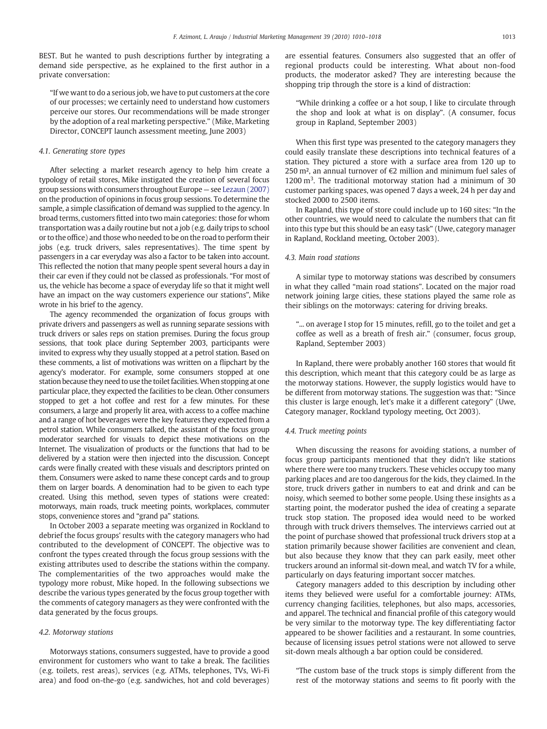BEST. But he wanted to push descriptions further by integrating a demand side perspective, as he explained to the first author in a private conversation:

> "If we want to do a serious job, we have to put customers at the core of our processes; we certainly need to understand how customers perceive our stores. Our recommendations will be made stronger by the adoption of a real marketing perspective." (Mike, Marketing Director, CONCEPT launch assessment meeting, June 2003)

### 4.1. Generating store types

After selecting a market research agency to help him create a typology of retail stores, Mike instigated the creation of several focus group sessions with consumers throughout Europe — see Lezaun (2007) on the production of opinions in focus group sessions. To determine the sample, a simple classification of demand was supplied to the agency. In broad terms, customers fitted into two main categories: those for whom transportation was a daily routine but not a job (e.g. daily trips to school or to the office) and those who needed to be on the road to perform their jobs (e.g. truck drivers, sales representatives). The time spent by passengers in a car everyday was also a factor to be taken into account. This reflected the notion that many people spent several hours a day in their car even if they could not be classed as professionals. "For most of us, the vehicle has become a space of everyday life so that it might well have an impact on the way customers experience our stations", Mike wrote in his brief to the agency.

The agency recommended the organization of focus groups with private drivers and passengers as well as running separate sessions with truck drivers or sales reps on station premises. During the focus group sessions, that took place during September 2003, participants were invited to express why they usually stopped at a petrol station. Based on these comments, a list of motivations was written on a flipchart by the agency's moderator. For example, some consumers stopped at one station because they need to use the toilet facilities. When stopping at one particular place, they expected the facilities to be clean. Other consumers stopped to get a hot coffee and rest for a few minutes. For these consumers, a large and properly lit area, with access to a coffee machine and a range of hot beverages were the key features they expected from a petrol station. While consumers talked, the assistant of the focus group moderator searched for visuals to depict these motivations on the Internet. The visualization of products or the functions that had to be delivered by a station were then injected into the discussion. Concept cards were finally created with these visuals and descriptors printed on them. Consumers were asked to name these concept cards and to group them on larger boards. A denomination had to be given to each type created. Using this method, seven types of stations were created: motorways, main roads, truck meeting points, workplaces, commuter stops, convenience stores and "grand pa" stations.

In October 2003 a separate meeting was organized in Rockland to debrief the focus groups' results with the category managers who had contributed to the development of CONCEPT. The objective was to confront the types created through the focus group sessions with the existing attributes used to describe the stations within the company. The complementarities of the two approaches would make the typology more robust, Mike hoped. In the following subsections we describe the various types generated by the focus group together with the comments of category managers as they were confronted with the data generated by the focus groups.

### 4.2. Motorway stations

Motorways stations, consumers suggested, have to provide a good environment for customers who want to take a break. The facilities (e.g. toilets, rest areas), services (e.g. ATMs, telephones, TVs, Wi-Fi area) and food on-the-go (e.g. sandwiches, hot and cold beverages) are essential features. Consumers also suggested that an offer of regional products could be interesting. What about non-food products, the moderator asked? They are interesting because the shopping trip through the store is a kind of distraction:

> "While drinking a coffee or a hot soup, I like to circulate through the shop and look at what is on display". (A consumer, focus group in Rapland, September 2003)

When this first type was presented to the category managers they could easily translate these descriptions into technical features of a station. They pictured a store with a surface area from 120 up to 250 m², an annual turnover of €2 million and minimum fuel sales of 1200 m³. The traditional motorway station had a minimum of 30 customer parking spaces, was opened 7 days a week, 24 h per day and stocked 2000 to 2500 items.

In Rapland, this type of store could include up to 160 sites: "In the other countries, we would need to calculate the numbers that can fit into this type but this should be an easy task" (Uwe, category manager in Rapland, Rockland meeting, October 2003).

### 4.3. Main road stations

A similar type to motorway stations was described by consumers in what they called "main road stations". Located on the major road network joining large cities, these stations played the same role as their siblings on the motorways: catering for driving breaks.

> "... on average I stop for 15 minutes, refill, go to the toilet and get a coffee as well as a breath of fresh air." (consumer, focus group, Rapland, September 2003)

In Rapland, there were probably another 160 stores that would fit this description, which meant that this category could be as large as the motorway stations. However, the supply logistics would have to be different from motorway stations. The suggestion was that: "Since this cluster is large enough, let's make it a different category" (Uwe, Category manager, Rockland typology meeting, Oct 2003).

### 4.4. Truck meeting points

When discussing the reasons for avoiding stations, a number of focus group participants mentioned that they didn't like stations where there were too many truckers. These vehicles occupy too many parking places and are too dangerous for the kids, they claimed. In the store, truck drivers gather in numbers to eat and drink and can be noisy, which seemed to bother some people. Using these insights as a starting point, the moderator pushed the idea of creating a separate truck stop station. The proposed idea would need to be worked through with truck drivers themselves. The interviews carried out at the point of purchase showed that professional truck drivers stop at a station primarily because shower facilities are convenient and clean, but also because they know that they can park easily, meet other truckers around an informal sit-down meal, and watch TV for a while, particularly on days featuring important soccer matches.

Category managers added to this description by including other items they believed were useful for a comfortable journey: ATMs, currency changing facilities, telephones, but also maps, accessories, and apparel. The technical and financial profile of this category would be very similar to the motorway type. The key differentiating factor appeared to be shower facilities and a restaurant. In some countries, because of licensing issues petrol stations were not allowed to serve sit-down meals although a bar option could be considered.

> "The custom base of the truck stops is simply different from the rest of the motorway stations and seems to fit poorly with the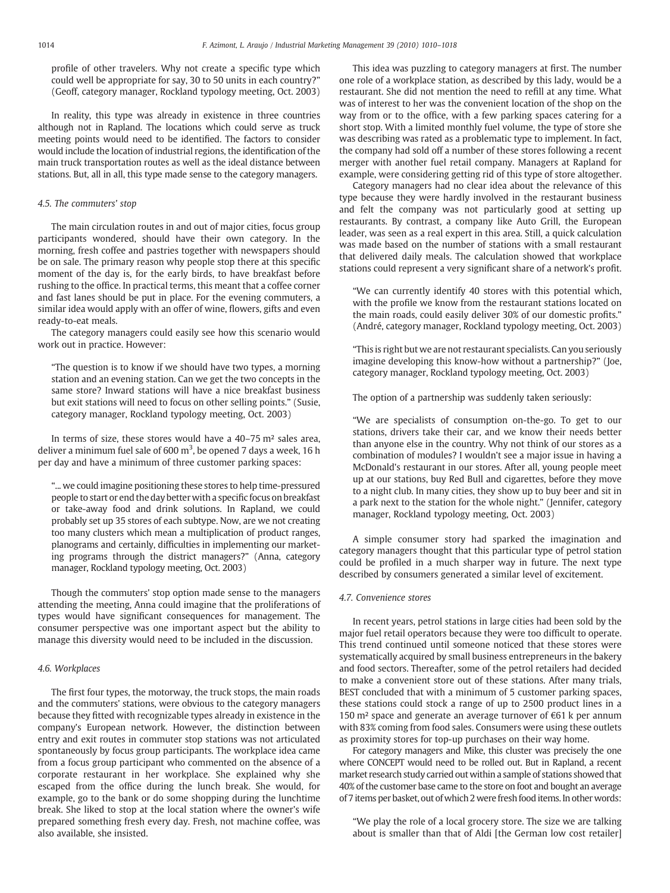profile of other travelers. Why not create a specific type which could well be appropriate for say, 30 to 50 units in each country?" (Geoff, category manager, Rockland typology meeting, Oct. 2003)

In reality, this type was already in existence in three countries although not in Rapland. The locations which could serve as truck meeting points would need to be identified. The factors to consider would include the location of industrial regions, the identification of the main truck transportation routes as well as the ideal distance between stations. But, all in all, this type made sense to the category managers.

### 4.5. The commuters' stop

The main circulation routes in and out of major cities, focus group participants wondered, should have their own category. In the morning, fresh coffee and pastries together with newspapers should be on sale. The primary reason why people stop there at this specific moment of the day is, for the early birds, to have breakfast before rushing to the office. In practical terms, this meant that a coffee corner and fast lanes should be put in place. For the evening commuters, a similar idea would apply with an offer of wine, flowers, gifts and even ready-to-eat meals.

The category managers could easily see how this scenario would work out in practice. However:

> "The question is to know if we should have two types, a morning station and an evening station. Can we get the two concepts in the same store? Inward stations will have a nice breakfast business but exit stations will need to focus on other selling points." (Susie, category manager, Rockland typology meeting, Oct. 2003)

In terms of size, these stores would have a 40–75 m² sales area, deliver a minimum fuel sale of 600 $m^3$, be opened 7 days a week, 16 h per day and have a minimum of three customer parking spaces:

> "... we could imagine positioning these stores to help time-pressured people to start or end the day better with a specific focus on breakfast or take-away food and drink solutions. In Rapland, we could probably set up 35 stores of each subtype. Now, are we not creating too many clusters which mean a multiplication of product ranges, planograms and certainly, difficulties in implementing our marketing programs through the district managers?" (Anna, category manager, Rockland typology meeting, Oct. 2003)

Though the commuters' stop option made sense to the managers attending the meeting, Anna could imagine that the proliferations of types would have significant consequences for management. The consumer perspective was one important aspect but the ability to manage this diversity would need to be included in the discussion.

### 4.6. Workplaces

The first four types, the motorway, the truck stops, the main roads and the commuters' stations, were obvious to the category managers because they fitted with recognizable types already in existence in the company's European network. However, the distinction between entry and exit routes in commuter stop stations was not articulated spontaneously by focus group participants. The workplace idea came from a focus group participant who commented on the absence of a corporate restaurant in her workplace. She explained why she escaped from the office during the lunch break. She would, for example, go to the bank or do some shopping during the lunchtime break. She liked to stop at the local station where the owner's wife prepared something fresh every day. Fresh, not machine coffee, was also available, she insisted.

This idea was puzzling to category managers at first. The number one role of a workplace station, as described by this lady, would be a restaurant. She did not mention the need to refill at any time. What was of interest to her was the convenient location of the shop on the way from or to the office, with a few parking spaces catering for a short stop. With a limited monthly fuel volume, the type of store she was describing was rated as a problematic type to implement. In fact, the company had sold off a number of these stores following a recent merger with another fuel retail company. Managers at Rapland for example, were considering getting rid of this type of store altogether.

Category managers had no clear idea about the relevance of this type because they were hardly involved in the restaurant business and felt the company was not particularly good at setting up restaurants. By contrast, a company like Auto Grill, the European leader, was seen as a real expert in this area. Still, a quick calculation was made based on the number of stations with a small restaurant that delivered daily meals. The calculation showed that workplace stations could represent a very significant share of a network's profit.

> "We can currently identify 40 stores with this potential which, with the profile we know from the restaurant stations located on the main roads, could easily deliver 30% of our domestic profits." (André, category manager, Rockland typology meeting, Oct. 2003)

> "This is right but we are not restaurant specialists. Can you seriously imagine developing this know-how without a partnership?" (Joe, category manager, Rockland typology meeting, Oct. 2003)

The option of a partnership was suddenly taken seriously:

> "We are specialists of consumption on-the-go. To get to our stations, drivers take their car, and we know their needs better than anyone else in the country. Why not think of our stores as a combination of modules? I wouldn't see a major issue in having a McDonald's restaurant in our stores. After all, young people meet up at our stations, buy Red Bull and cigarettes, before they move to a night club. In many cities, they show up to buy beer and sit in a park next to the station for the whole night." (Jennifer, category manager, Rockland typology meeting, Oct. 2003)

A simple consumer story had sparked the imagination and category managers thought that this particular type of petrol station could be profiled in a much sharper way in future. The next type described by consumers generated a similar level of excitement.

### 4.7. Convenience stores

In recent years, petrol stations in large cities had been sold by the major fuel retail operators because they were too difficult to operate. This trend continued until someone noticed that these stores were systematically acquired by small business entrepreneurs in the bakery and food sectors. Thereafter, some of the petrol retailers had decided to make a convenient store out of these stations. After many trials, BEST concluded that with a minimum of 5 customer parking spaces, these stations could stock a range of up to 2500 product lines in a 150 m² space and generate an average turnover of €61 k per annum with 83% coming from food sales. Consumers were using these outlets as proximity stores for top-up purchases on their way home.

For category managers and Mike, this cluster was precisely the one where CONCEPT would need to be rolled out. But in Rapland, a recent market research study carried out within a sample of stations showed that 40% of the customer base came to the store on foot and bought an average of 7 items per basket, out of which 2 were fresh food items. In other words:

> "We play the role of a local grocery store. The size we are talking about is smaller than that of Aldi [the German low cost retailer]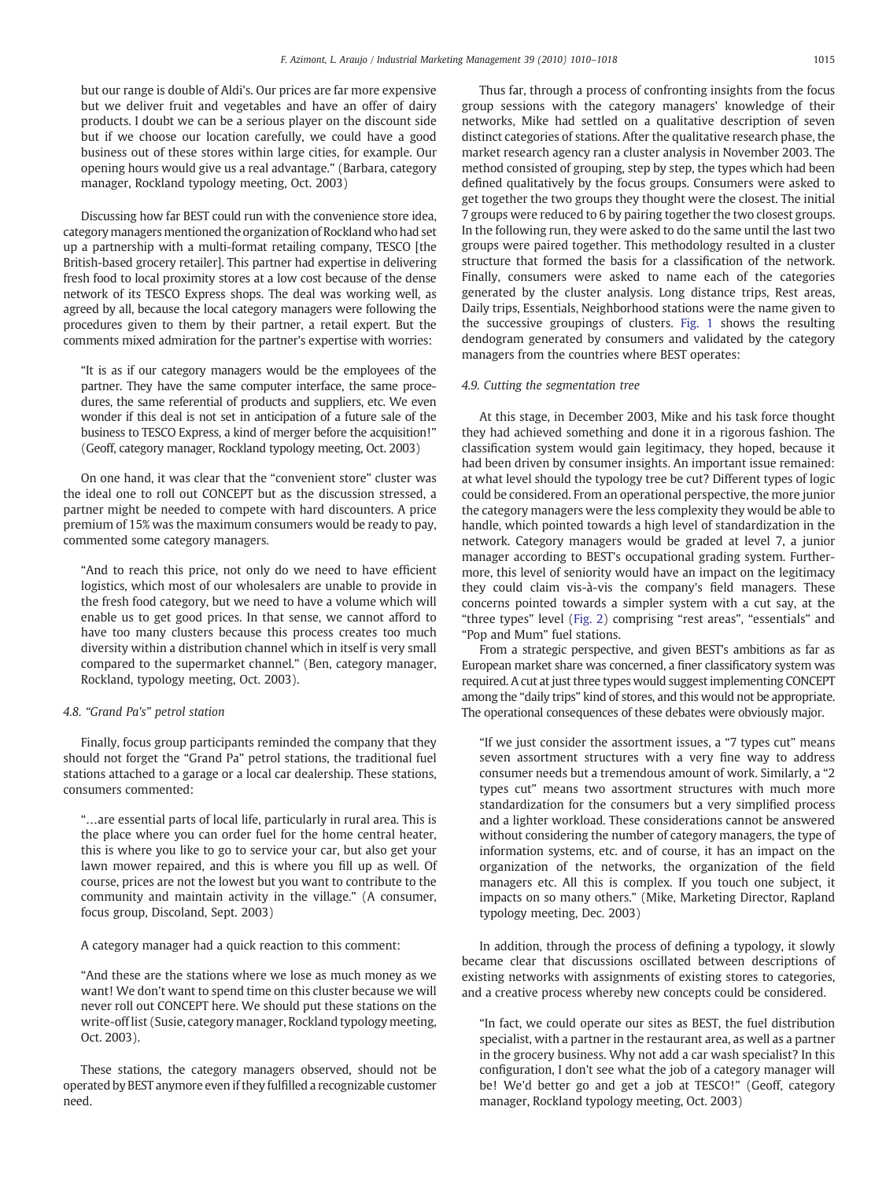but our range is double of Aldi's. Our prices are far more expensive but we deliver fruit and vegetables and have an offer of dairy products. I doubt we can be a serious player on the discount side but if we choose our location carefully, we could have a good business out of these stores within large cities, for example. Our opening hours would give us a real advantage." (Barbara, category manager, Rockland typology meeting, Oct. 2003)

Discussing how far BEST could run with the convenience store idea, category managers mentioned the organization of Rockland who had set up a partnership with a multi-format retailing company, TESCO [the British-based grocery retailer]. This partner had expertise in delivering fresh food to local proximity stores at a low cost because of the dense network of its TESCO Express shops. The deal was working well, as agreed by all, because the local category managers were following the procedures given to them by their partner, a retail expert. But the comments mixed admiration for the partner's expertise with worries:

"It is as if our category managers would be the employees of the partner. They have the same computer interface, the same procedures, the same referential of products and suppliers, etc. We even wonder if this deal is not set in anticipation of a future sale of the business to TESCO Express, a kind of merger before the acquisition!" (Geoff, category manager, Rockland typology meeting, Oct. 2003)

On one hand, it was clear that the "convenient store" cluster was the ideal one to roll out CONCEPT but as the discussion stressed, a partner might be needed to compete with hard discounters. A price premium of 15% was the maximum consumers would be ready to pay, commented some category managers.

"And to reach this price, not only do we need to have efficient logistics, which most of our wholesalers are unable to provide in the fresh food category, but we need to have a volume which will enable us to get good prices. In that sense, we cannot afford to have too many clusters because this process creates too much diversity within a distribution channel which in itself is very small compared to the supermarket channel." (Ben, category manager, Rockland, typology meeting, Oct. 2003).

### 4.8. "Grand Pa's" petrol station

Finally, focus group participants reminded the company that they should not forget the "Grand Pa" petrol stations, the traditional fuel stations attached to a garage or a local car dealership. These stations, consumers commented:

"…are essential parts of local life, particularly in rural area. This is the place where you can order fuel for the home central heater, this is where you like to go to service your car, but also get your lawn mower repaired, and this is where you fill up as well. Of course, prices are not the lowest but you want to contribute to the community and maintain activity in the village." (A consumer, focus group, Discoland, Sept. 2003)

A category manager had a quick reaction to this comment:

"And these are the stations where we lose as much money as we want! We don't want to spend time on this cluster because we will never roll out CONCEPT here. We should put these stations on the write-off list (Susie, category manager, Rockland typology meeting, Oct. 2003).

These stations, the category managers observed, should not be operated by BEST anymore even if they fulfilled a recognizable customer need.

Thus far, through a process of confronting insights from the focus group sessions with the category managers' knowledge of their networks, Mike had settled on a qualitative description of seven distinct categories of stations. After the qualitative research phase, the market research agency ran a cluster analysis in November 2003. The method consisted of grouping, step by step, the types which had been defined qualitatively by the focus groups. Consumers were asked to get together the two groups they thought were the closest. The initial 7 groups were reduced to 6 by pairing together the two closest groups. In the following run, they were asked to do the same until the last two groups were paired together. This methodology resulted in a cluster structure that formed the basis for a classification of the network. Finally, consumers were asked to name each of the categories generated by the cluster analysis. Long distance trips, Rest areas, Daily trips, Essentials, Neighborhood stations were the name given to the successive groupings of clusters. Fig. 1 shows the resulting dendogram generated by consumers and validated by the category managers from the countries where BEST operates:

### 4.9. Cutting the segmentation tree

At this stage, in December 2003, Mike and his task force thought they had achieved something and done it in a rigorous fashion. The classification system would gain legitimacy, they hoped, because it had been driven by consumer insights. An important issue remained: at what level should the typology tree be cut? Different types of logic could be considered. From an operational perspective, the more junior the category managers were the less complexity they would be able to handle, which pointed towards a high level of standardization in the network. Category managers would be graded at level 7, a junior manager according to BEST's occupational grading system. Furthermore, this level of seniority would have an impact on the legitimacy they could claim vis-à-vis the company's field managers. These concerns pointed towards a simpler system with a cut say, at the "three types" level (Fig. 2) comprising "rest areas", "essentials" and "Pop and Mum" fuel stations.

From a strategic perspective, and given BEST's ambitions as far as European market share was concerned, a finer classificatory system was required. A cut at just three types would suggest implementing CONCEPT among the "daily trips" kind of stores, and this would not be appropriate. The operational consequences of these debates were obviously major.

"If we just consider the assortment issues, a "7 types cut" means seven assortment structures with a very fine way to address consumer needs but a tremendous amount of work. Similarly, a "2 types cut" means two assortment structures with much more standardization for the consumers but a very simplified process and a lighter workload. These considerations cannot be answered without considering the number of category managers, the type of information systems, etc. and of course, it has an impact on the organization of the networks, the organization of the field managers etc. All this is complex. If you touch one subject, it impacts on so many others." (Mike, Marketing Director, Rapland typology meeting, Dec. 2003)

In addition, through the process of defining a typology, it slowly became clear that discussions oscillated between descriptions of existing networks with assignments of existing stores to categories, and a creative process whereby new concepts could be considered.

"In fact, we could operate our sites as BEST, the fuel distribution specialist, with a partner in the restaurant area, as well as a partner in the grocery business. Why not add a car wash specialist? In this configuration, I don't see what the job of a category manager will be! We'd better go and get a job at TESCO!" (Geoff, category manager, Rockland typology meeting, Oct. 2003)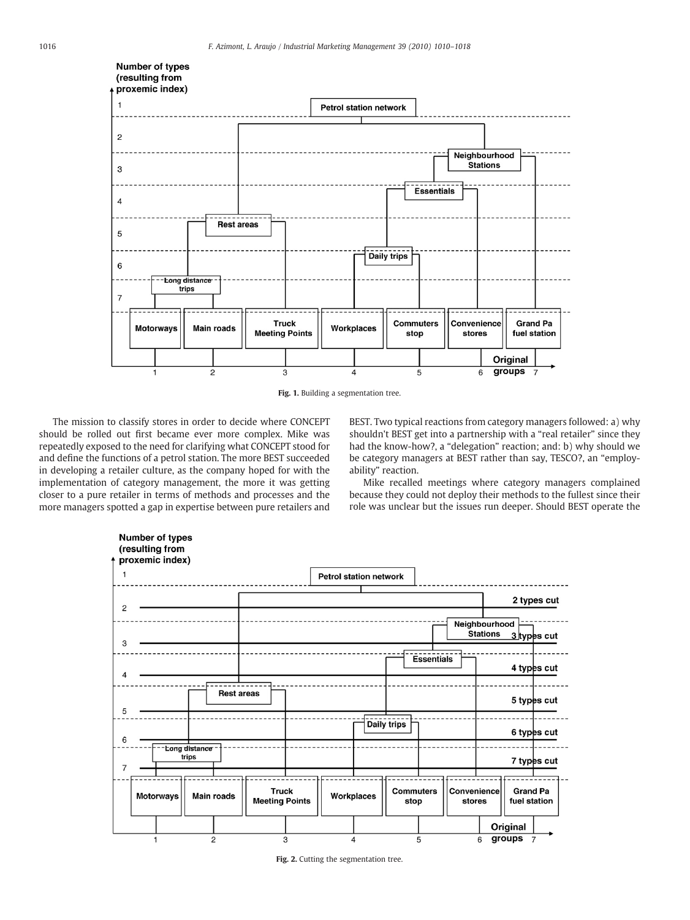Fig. 1. Building a segmentation tree.

The mission to classify stores in order to decide where CONCEPT should be rolled out first became ever more complex. Mike was repeatedly exposed to the need for clarifying what CONCEPT stood for and define the functions of a petrol station. The more BEST succeeded in developing a retailer culture, as the company hoped for with the implementation of category management, the more it was getting closer to a pure retailer in terms of methods and processes and the more managers spotted a gap in expertise between pure retailers and BEST. Two typical reactions from category managers followed: a) why shouldn't BEST get into a partnership with a "real retailer" since they had the know-how?, a "delegation" reaction; and: b) why should we be category managers at BEST rather than say, TESCO?, an "employability" reaction.

Mike recalled meetings where category managers complained because they could not deploy their methods to the fullest since their role was unclear but the issues run deeper. Should BEST operate the

Fig. 2. Cutting the segmentation tree.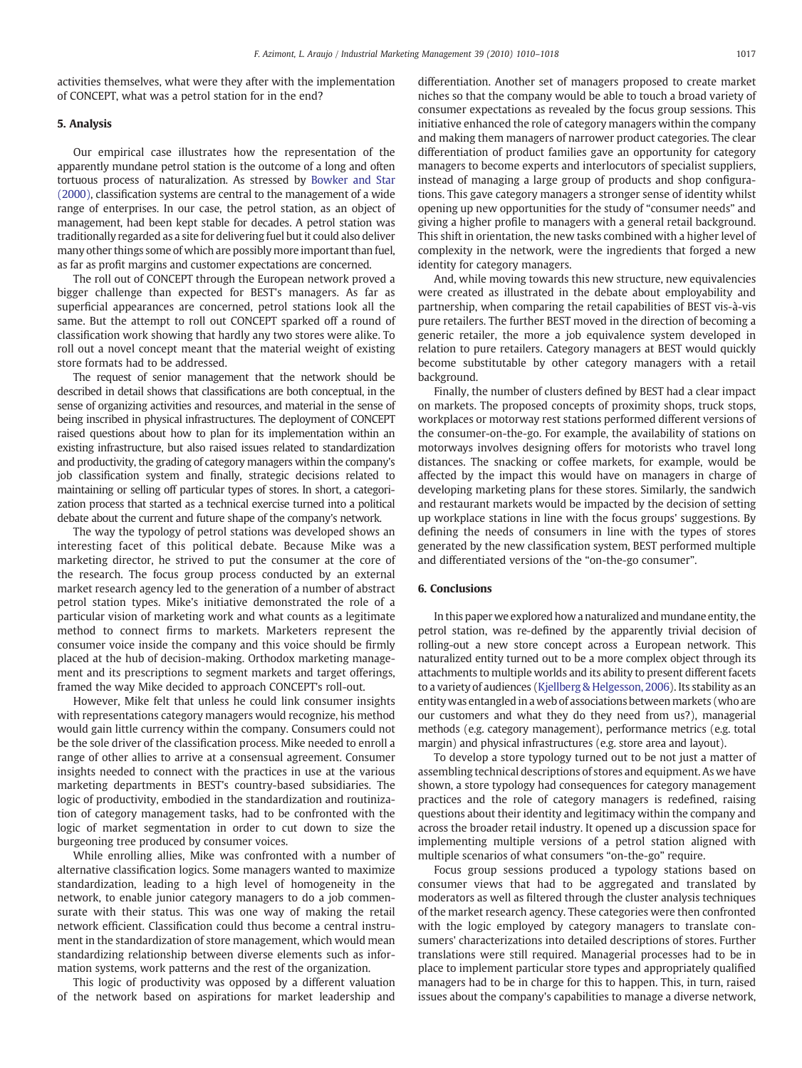activities themselves, what were they after with the implementation of CONCEPT, what was a petrol station for in the end?

## 5. Analysis

Our empirical case illustrates how the representation of the apparently mundane petrol station is the outcome of a long and often tortuous process of naturalization. As stressed by Bowker and Star (2000), classification systems are central to the management of a wide range of enterprises. In our case, the petrol station, as an object of management, had been kept stable for decades. A petrol station was traditionally regarded as a site for delivering fuel but it could also deliver many other things some of which are possibly more important than fuel, as far as profit margins and customer expectations are concerned.

The roll out of CONCEPT through the European network proved a bigger challenge than expected for BEST's managers. As far as superficial appearances are concerned, petrol stations look all the same. But the attempt to roll out CONCEPT sparked off a round of classification work showing that hardly any two stores were alike. To roll out a novel concept meant that the material weight of existing store formats had to be addressed.

The request of senior management that the network should be described in detail shows that classifications are both conceptual, in the sense of organizing activities and resources, and material in the sense of being inscribed in physical infrastructures. The deployment of CONCEPT raised questions about how to plan for its implementation within an existing infrastructure, but also raised issues related to standardization and productivity, the grading of category managers within the company's job classification system and finally, strategic decisions related to maintaining or selling off particular types of stores. In short, a categorization process that started as a technical exercise turned into a political debate about the current and future shape of the company's network.

The way the typology of petrol stations was developed shows an interesting facet of this political debate. Because Mike was a marketing director, he strived to put the consumer at the core of the research. The focus group process conducted by an external market research agency led to the generation of a number of abstract petrol station types. Mike's initiative demonstrated the role of a particular vision of marketing work and what counts as a legitimate method to connect firms to markets. Marketers represent the consumer voice inside the company and this voice should be firmly placed at the hub of decision-making. Orthodox marketing management and its prescriptions to segment markets and target offerings, framed the way Mike decided to approach CONCEPT's roll-out.

However, Mike felt that unless he could link consumer insights with representations category managers would recognize, his method would gain little currency within the company. Consumers could not be the sole driver of the classification process. Mike needed to enroll a range of other allies to arrive at a consensual agreement. Consumer insights needed to connect with the practices in use at the various marketing departments in BEST's country-based subsidiaries. The logic of productivity, embodied in the standardization and routinization of category management tasks, had to be confronted with the logic of market segmentation in order to cut down to size the burgeoning tree produced by consumer voices.

While enrolling allies, Mike was confronted with a number of alternative classification logics. Some managers wanted to maximize standardization, leading to a high level of homogeneity in the network, to enable junior category managers to do a job commensurate with their status. This was one way of making the retail network efficient. Classification could thus become a central instrument in the standardization of store management, which would mean standardizing relationship between diverse elements such as information systems, work patterns and the rest of the organization.

This logic of productivity was opposed by a different valuation of the network based on aspirations for market leadership and differentiation. Another set of managers proposed to create market niches so that the company would be able to touch a broad variety of consumer expectations as revealed by the focus group sessions. This initiative enhanced the role of category managers within the company and making them managers of narrower product categories. The clear differentiation of product families gave an opportunity for category managers to become experts and interlocutors of specialist suppliers, instead of managing a large group of products and shop configurations. This gave category managers a stronger sense of identity whilst opening up new opportunities for the study of "consumer needs" and giving a higher profile to managers with a general retail background. This shift in orientation, the new tasks combined with a higher level of complexity in the network, were the ingredients that forged a new identity for category managers.

And, while moving towards this new structure, new equivalencies were created as illustrated in the debate about employability and partnership, when comparing the retail capabilities of BEST vis-à-vis pure retailers. The further BEST moved in the direction of becoming a generic retailer, the more a job equivalence system developed in relation to pure retailers. Category managers at BEST would quickly become substitutable by other category managers with a retail background.

Finally, the number of clusters defined by BEST had a clear impact on markets. The proposed concepts of proximity shops, truck stops, workplaces or motorway rest stations performed different versions of the consumer-on-the-go. For example, the availability of stations on motorways involves designing offers for motorists who travel long distances. The snacking or coffee markets, for example, would be affected by the impact this would have on managers in charge of developing marketing plans for these stores. Similarly, the sandwich and restaurant markets would be impacted by the decision of setting up workplace stations in line with the focus groups' suggestions. By defining the needs of consumers in line with the types of stores generated by the new classification system, BEST performed multiple and differentiated versions of the "on-the-go consumer".

## 6. Conclusions

In this paper we explored how a naturalized and mundane entity, the petrol station, was re-defined by the apparently trivial decision of rolling-out a new store concept across a European network. This naturalized entity turned out to be a more complex object through its attachments to multiple worlds and its ability to present different facets to a variety of audiences (Kjellberg & Helgesson, 2006). Its stability as an entity was entangled in a web of associations between markets (who are our customers and what they do they need from us?), managerial methods (e.g. category management), performance metrics (e.g. total margin) and physical infrastructures (e.g. store area and layout).

To develop a store typology turned out to be not just a matter of assembling technical descriptions of stores and equipment. As we have shown, a store typology had consequences for category management practices and the role of category managers is redefined, raising questions about their identity and legitimacy within the company and across the broader retail industry. It opened up a discussion space for implementing multiple versions of a petrol station aligned with multiple scenarios of what consumers "on-the-go" require.

Focus group sessions produced a typology stations based on consumer views that had to be aggregated and translated by moderators as well as filtered through the cluster analysis techniques of the market research agency. These categories were then confronted with the logic employed by category managers to translate consumers' characterizations into detailed descriptions of stores. Further translations were still required. Managerial processes had to be in place to implement particular store types and appropriately qualified managers had to be in charge for this to happen. This, in turn, raised issues about the company's capabilities to manage a diverse network,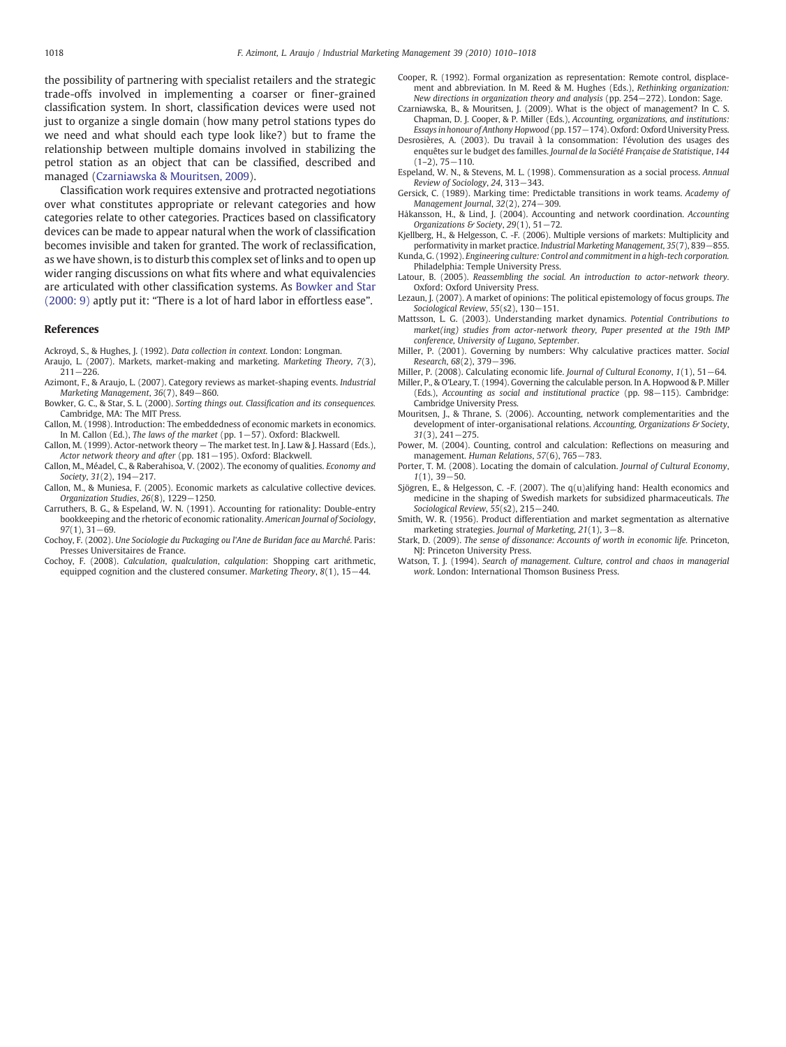the possibility of partnering with specialist retailers and the strategic trade-offs involved in implementing a coarser or finer-grained classification system. In short, classification devices were used not just to organize a single domain (how many petrol stations types do we need and what should each type look like?) but to frame the relationship between multiple domains involved in stabilizing the petrol station as an object that can be classified, described and managed (Czarniawska & Mouritsen, 2009).

Classification work requires extensive and protracted negotiations over what constitutes appropriate or relevant categories and how categories relate to other categories. Practices based on classificatory devices can be made to appear natural when the work of classification becomes invisible and taken for granted. The work of reclassification, as we have shown, is to disturb this complex set of links and to open up wider ranging discussions on what fits where and what equivalencies are articulated with other classification systems. As Bowker and Star (2000: 9) aptly put it: "There is a lot of hard labor in effortless ease".

## References

Ackroyd, S., & Hughes, J. (1992). *Data collection in context*. London: Longman.

Araujo, L. (2007). Markets, market-making and marketing. *Marketing Theory*, *7*(3), 211−226.

Azimont, F., & Araujo, L. (2007). Category reviews as market-shaping events. *Industrial Marketing Management*, *36*(7), 849−860.

Bowker, G. C., & Star, S. L. (2000). *Sorting things out. Classification and its consequences*. Cambridge, MA: The MIT Press.

Callon, M. (1998). Introduction: The embeddedness of economic markets in economics. In M. Callon (Ed.), *The laws of the market* (pp. 1−57). Oxford: Blackwell.

Callon, M. (1999). Actor-network theory — The market test. In J. Law & J. Hassard (Eds.), *Actor network theory and after* (pp. 181−195). Oxford: Blackwell.

Callon, M., Méadel, C., & Raberahisoa, V. (2002). The economy of qualities. *Economy and Society*, *31*(2), 194−217.

Callon, M., & Muniesa, F. (2005). Economic markets as calculative collective devices. *Organization Studies*, *26*(8), 1229−1250.

Carruthers, B. G., & Espeland, W. N. (1991). Accounting for rationality: Double-entry bookkeeping and the rhetoric of economic rationality. *American Journal of Sociology*, *97*(1), 31−69.

Cochoy, F. (2002). *Une Sociologie du Packaging ou l'Ane de Buridan face au Marché*. Paris: Presses Universitaires de France.

Cochoy, F. (2008). *Calculation, qualculation, calqulation*: Shopping cart arithmetic, equipped cognition and the clustered consumer. *Marketing Theory*, *8*(1), 15−44.

Cooper, R. (1992). Formal organization as representation: Remote control, displacement and abbreviation. In M. Reed & M. Hughes (Eds.), *Rethinking organization: New directions in organization theory and analysis* (pp. 254−272). London: Sage.

Czarniawska, B., & Mouritsen, J. (2009). What is the object of management? In C. S. Chapman, D. J. Cooper, & P. Miller (Eds.), *Accounting, organizations, and institutions: Essays in honour of Anthony Hopwood* (pp. 157−174). Oxford: Oxford University Press.

Desrosières, A. (2003). Du travail à la consommation: l'évolution des usages des enquêtes sur le budget des familles. *Journal de la Société Française de Statistique*, *144* (1-2), 75−110.

Espeland, W. N., & Stevens, M. L. (1998). Commensuration as a social process. *Annual Review of Sociology*, *24*, 313−343.

Gersick, C. (1989). Marking time: Predictable transitions in work teams. *Academy of Management Journal*, *32*(2), 274−309.

Håkansson, H., & Lind, J. (2004). Accounting and network coordination. *Accounting Organizations & Society*, *29*(1), 51−72.

Kjellberg, H., & Helgesson, C. -F. (2006). Multiple versions of markets: Multiplicity and performativity in market practice. *Industrial Marketing Management*, *35*(7), 839−855.

Kunda, G. (1992). *Engineering culture: Control and commitment in a high-tech corporation*. Philadelphia: Temple University Press.

Latour, B. (2005). *Reassembling the social. An introduction to actor-network theory*. Oxford: Oxford University Press.

Lezaun, J. (2007). A market of opinions: The political epistemology of focus groups. *The Sociological Review*, *55*(s2), 130−151.

Mattsson, L. G. (2003). Understanding market dynamics. *Potential Contributions to market(ing) studies from actor-network theory, Paper presented at the 19th IMP conference, University of Lugano, September*.

Miller, P. (2001). Governing by numbers: Why calculative practices matter. *Social Research*, *68*(2), 379−396.

Miller, P. (2008). Calculating economic life. *Journal of Cultural Economy*, *1*(1), 51−64.

Miller, P., & O'Leary, T. (1994). Governing the calculable person. In A. Hopwood & P. Miller (Eds.), *Accounting as social and institutional practice* (pp. 98−115). Cambridge: Cambridge University Press.

Mouritsen, J., & Thrane, S. (2006). Accounting, network complementarities and the development of inter-organisational relations. *Accounting, Organizations & Society*, *31*(3), 241−275.

Power, M. (2004). Counting, control and calculation: Reflections on measuring and management. *Human Relations*, *57*(6), 765−783.

Porter, T. M. (2008). Locating the domain of calculation. *Journal of Cultural Economy*, *1*(1), 39−50.

Sjögren, E., & Helgesson, C. -F. (2007). The q(u)alifying hand: Health economics and medicine in the shaping of Swedish markets for subsidized pharmaceuticals. *The Sociological Review*, *55*(s2), 215−240.

Smith, W. R. (1956). Product differentiation and market segmentation as alternative marketing strategies. *Journal of Marketing*, *21*(1), 3−8.

Stark, D. (2009). *The sense of dissonance: Accounts of worth in economic life*. Princeton, NJ: Princeton University Press.

Watson, T. J. (1994). *Search of management. Culture, control and chaos in managerial work*. London: International Thomson Business Press.